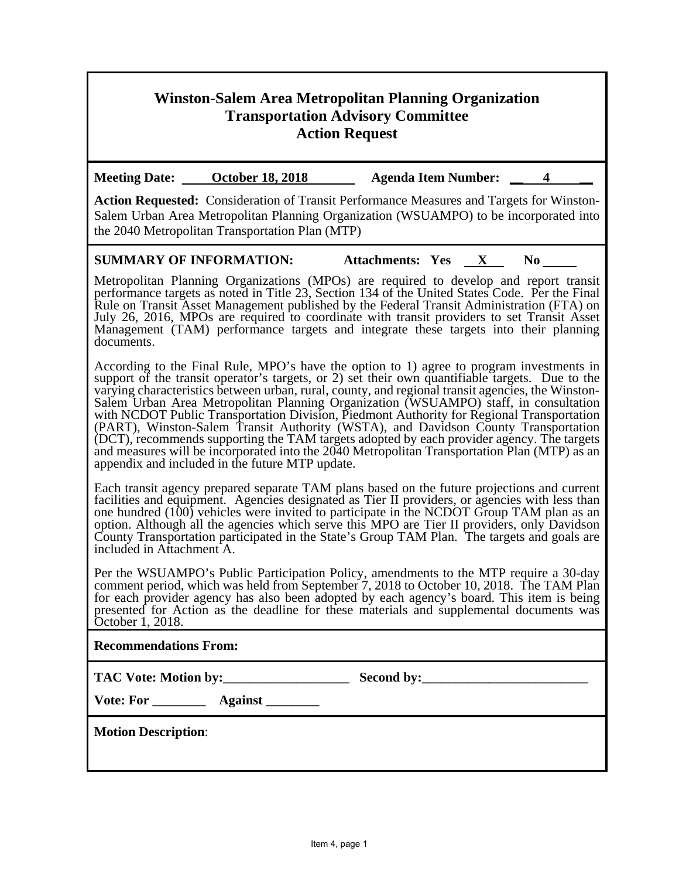# Winston-Salem Area Metropolitan Planning Organization
## Transportation Advisory Committee
## Action Request

**Meeting Date:** **October 18, 2018** **Agenda Item Number:** **4**

**Action Requested:** Consideration of Transit Performance Measures and Targets for Winston-Salem Urban Area Metropolitan Planning Organization (WSUAMPO) to be incorporated into the 2040 Metropolitan Transportation Plan (MTP)

**SUMMARY OF INFORMATION:** **Attachments: Yes X No**

Metropolitan Planning Organizations (MPOs) are required to develop and report transit performance targets as noted in Title 23, Section 134 of the United States Code. Per the Final Rule on Transit Asset Management published by the Federal Transit Administration (FTA) on July 26, 2016, MPOs are required to coordinate with transit providers to set Transit Asset Management (TAM) performance targets and integrate these targets into their planning documents.

According to the Final Rule, MPO's have the option to 1) agree to program investments in support of the transit operator's targets, or 2) set their own quantifiable targets. Due to the varying characteristics between urban, rural, county, and regional transit agencies, the Winston-Salem Urban Area Metropolitan Planning Organization (WSUAMPO) staff, in consultation with NCDOT Public Transportation Division, Piedmont Authority for Regional Transportation (PART), Winston-Salem Transit Authority (WSTA), and Davidson County Transportation (DCT), recommends supporting the TAM targets adopted by each provider agency. The targets and measures will be incorporated into the 2040 Metropolitan Transportation Plan (MTP) as an appendix and included in the future MTP update.

Each transit agency prepared separate TAM plans based on the future projections and current facilities and equipment. Agencies designated as Tier II providers, or agencies with less than one hundred (100) vehicles were invited to participate in the NCDOT Group TAM plan as an option. Although all the agencies which serve this MPO are Tier II providers, only Davidson County Transportation participated in the State's Group TAM Plan. The targets and goals are included in Attachment A.

Per the WSUAMPO's Public Participation Policy, amendments to the MTP require a 30-day comment period, which was held from September 7, 2018 to October 10, 2018. The TAM Plan for each provider agency has also been adopted by each agency's board. This item is being presented for Action as the deadline for these materials and supplemental documents was October 1, 2018.

**Recommendations From:**

**TAC Vote: Motion by:**\_\_\_\_\_\_\_\_\_\_\_\_\_\_\_\_\_\_\_\_ **Second by:**\_\_\_\_\_\_\_\_\_\_\_\_\_\_\_\_\_\_\_\_\_\_\_\_\_\_

**Vote: For** \_\_\_\_\_\_\_\_ **Against** \_\_\_\_\_\_\_\_

**Motion Description**: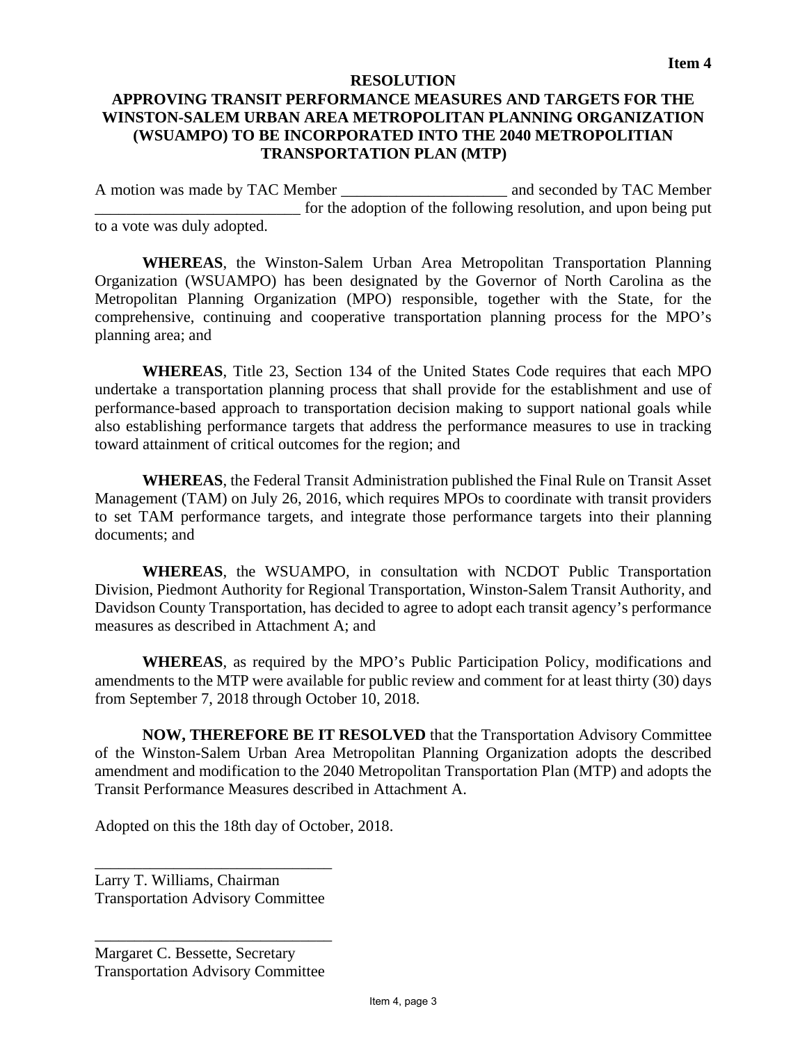**Item 4**

# RESOLUTION

## APPROVING TRANSIT PERFORMANCE MEASURES AND TARGETS FOR THE WINSTON-SALEM URBAN AREA METROPOLITAN PLANNING ORGANIZATION (WSUAMPO) TO BE INCORPORATED INTO THE 2040 METROPOLITIAN TRANSPORTATION PLAN (MTP)

A motion was made by TAC Member ____________________ and seconded by TAC Member _________________________ for the adoption of the following resolution, and upon being put to a vote was duly adopted.

**WHEREAS**, the Winston-Salem Urban Area Metropolitan Transportation Planning Organization (WSUAMPO) has been designated by the Governor of North Carolina as the Metropolitan Planning Organization (MPO) responsible, together with the State, for the comprehensive, continuing and cooperative transportation planning process for the MPO's planning area; and

**WHEREAS**, Title 23, Section 134 of the United States Code requires that each MPO undertake a transportation planning process that shall provide for the establishment and use of performance-based approach to transportation decision making to support national goals while also establishing performance targets that address the performance measures to use in tracking toward attainment of critical outcomes for the region; and

**WHEREAS**, the Federal Transit Administration published the Final Rule on Transit Asset Management (TAM) on July 26, 2016, which requires MPOs to coordinate with transit providers to set TAM performance targets, and integrate those performance targets into their planning documents; and

**WHEREAS**, the WSUAMPO, in consultation with NCDOT Public Transportation Division, Piedmont Authority for Regional Transportation, Winston-Salem Transit Authority, and Davidson County Transportation, has decided to agree to adopt each transit agency's performance measures as described in Attachment A; and

**WHEREAS**, as required by the MPO's Public Participation Policy, modifications and amendments to the MTP were available for public review and comment for at least thirty (30) days from September 7, 2018 through October 10, 2018.

**NOW, THEREFORE BE IT RESOLVED** that the Transportation Advisory Committee of the Winston-Salem Urban Area Metropolitan Planning Organization adopts the described amendment and modification to the 2040 Metropolitan Transportation Plan (MTP) and adopts the Transit Performance Measures described in Attachment A.

Adopted on this the 18th day of October, 2018.

______________________________
Larry T. Williams, Chairman
Transportation Advisory Committee

______________________________
Margaret C. Bessette, Secretary
Transportation Advisory Committee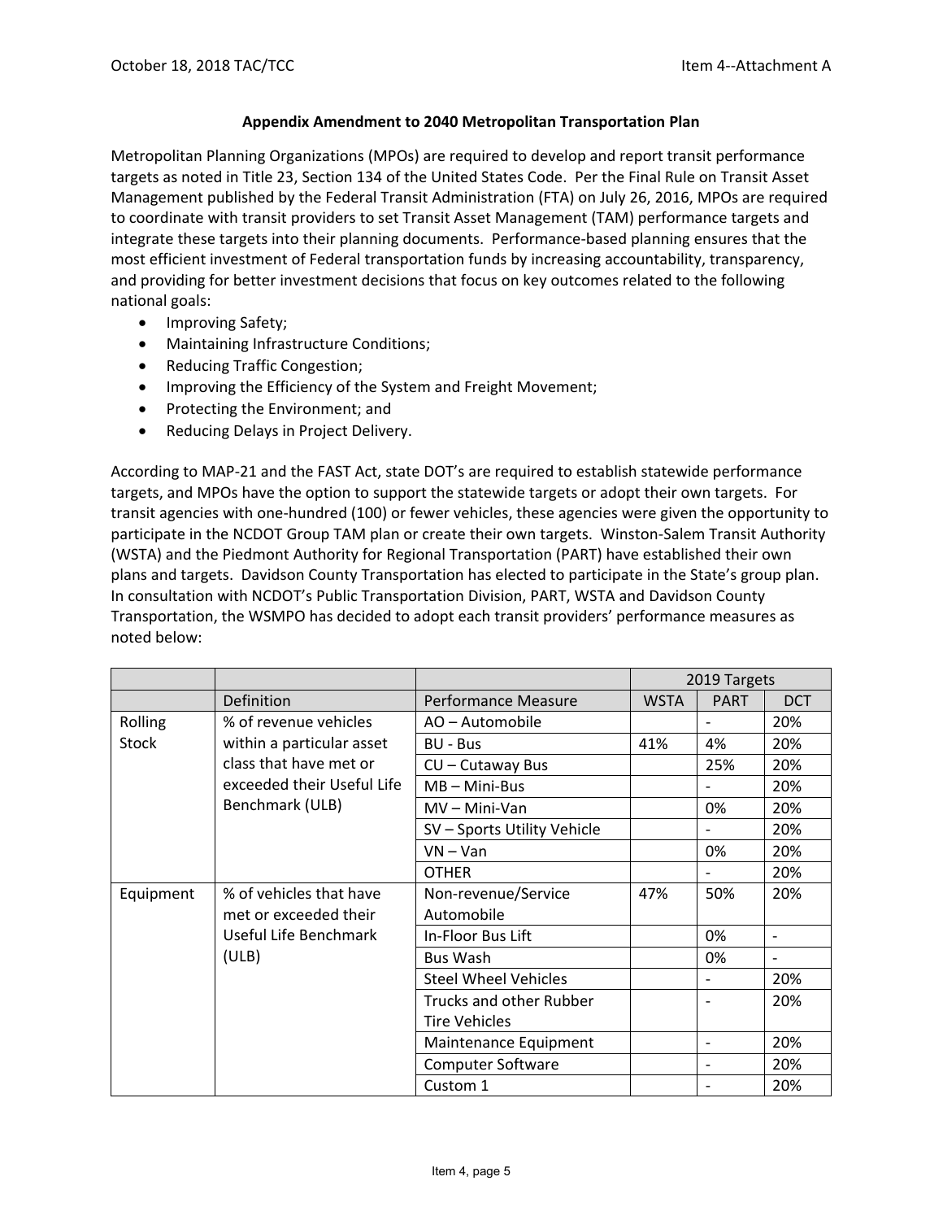### Appendix Amendment to 2040 Metropolitan Transportation Plan

Metropolitan Planning Organizations (MPOs) are required to develop and report transit performance targets as noted in Title 23, Section 134 of the United States Code. Per the Final Rule on Transit Asset Management published by the Federal Transit Administration (FTA) on July 26, 2016, MPOs are required to coordinate with transit providers to set Transit Asset Management (TAM) performance targets and integrate these targets into their planning documents. Performance-based planning ensures that the most efficient investment of Federal transportation funds by increasing accountability, transparency, and providing for better investment decisions that focus on key outcomes related to the following national goals:

- Improving Safety;
- Maintaining Infrastructure Conditions;
- Reducing Traffic Congestion;
- Improving the Efficiency of the System and Freight Movement;
- Protecting the Environment; and
- Reducing Delays in Project Delivery.

According to MAP-21 and the FAST Act, state DOT's are required to establish statewide performance targets, and MPOs have the option to support the statewide targets or adopt their own targets. For transit agencies with one-hundred (100) or fewer vehicles, these agencies were given the opportunity to participate in the NCDOT Group TAM plan or create their own targets. Winston-Salem Transit Authority (WSTA) and the Piedmont Authority for Regional Transportation (PART) have established their own plans and targets. Davidson County Transportation has elected to participate in the State's group plan. In consultation with NCDOT's Public Transportation Division, PART, WSTA and Davidson County Transportation, the WSMPO has decided to adopt each transit providers' performance measures as noted below:

| | | | 2019 Targets | | |
|---|---|---|---|---|---|
| | Definition | Performance Measure | WSTA | PART | DCT |
| Rolling Stock | % of revenue vehicles within a particular asset class that have met or exceeded their Useful Life Benchmark (ULB) | AO – Automobile | | - | 20% |
| | | BU - Bus | 41% | 4% | 20% |
| | | CU – Cutaway Bus | | 25% | 20% |
| | | MB – Mini-Bus | | - | 20% |
| | | MV – Mini-Van | | 0% | 20% |
| | | SV – Sports Utility Vehicle | | - | 20% |
| | | VN – Van | | 0% | 20% |
| | | OTHER | | - | 20% |
| Equipment | % of vehicles that have met or exceeded their Useful Life Benchmark (ULB) | Non-revenue/Service Automobile | 47% | 50% | 20% |
| | | In-Floor Bus Lift | | 0% | - |
| | | Bus Wash | | 0% | - |
| | | Steel Wheel Vehicles | | - | 20% |
| | | Trucks and other Rubber Tire Vehicles | | - | 20% |
| | | Maintenance Equipment | | - | 20% |
| | | Computer Software | | - | 20% |
| | | Custom 1 | | - | 20% |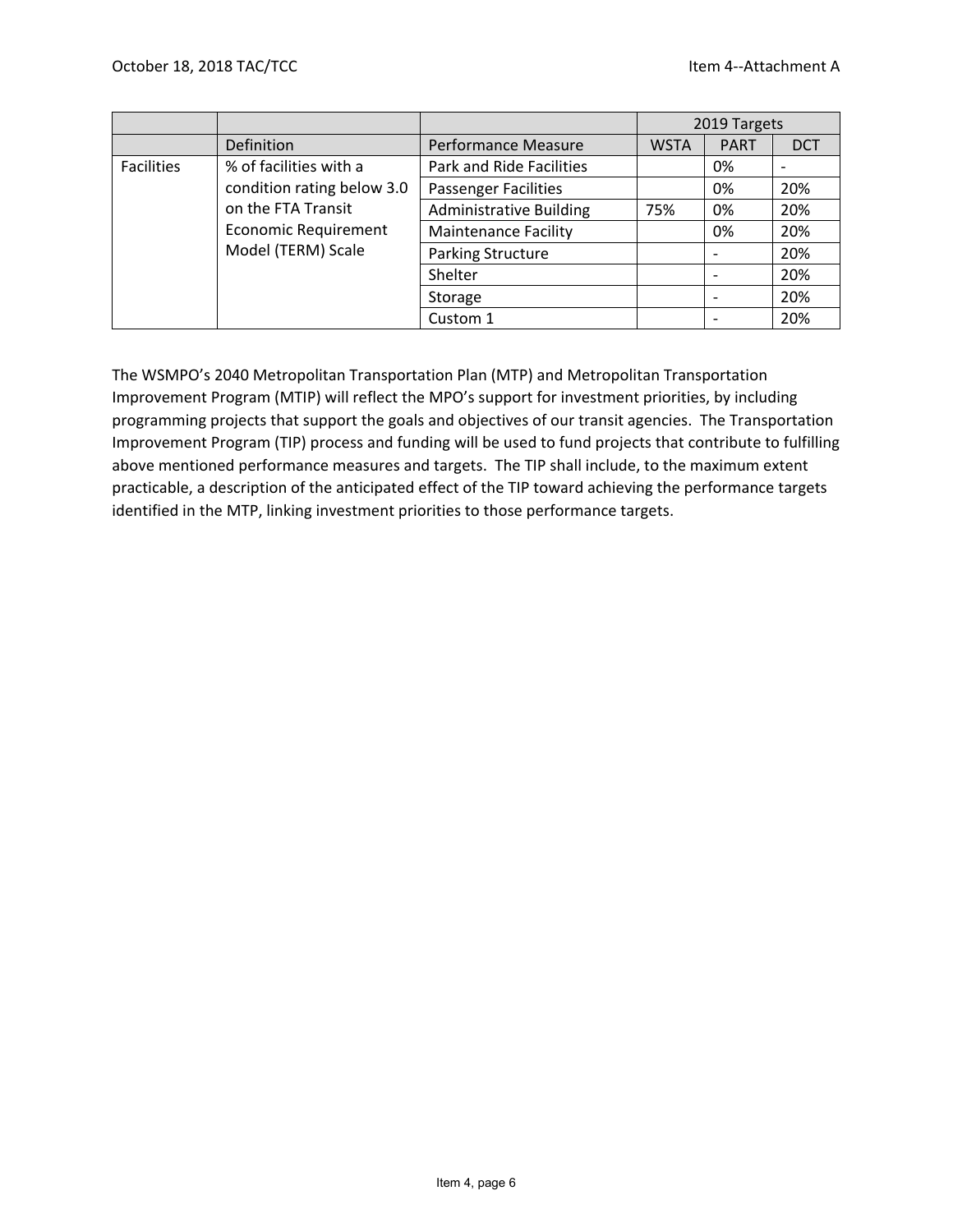| | | | 2019 Targets | | |
|---|---|---|---|---|---|
| | Definition | Performance Measure | WSTA | PART | DCT |
| Facilities | % of facilities with a condition rating below 3.0 on the FTA Transit Economic Requirement Model (TERM) Scale | Park and Ride Facilities | | 0% | - |
| | | Passenger Facilities | | 0% | 20% |
| | | Administrative Building | 75% | 0% | 20% |
| | | Maintenance Facility | | 0% | 20% |
| | | Parking Structure | | - | 20% |
| | | Shelter | | - | 20% |
| | | Storage | | - | 20% |
| | | Custom 1 | | - | 20% |

The WSMPO's 2040 Metropolitan Transportation Plan (MTP) and Metropolitan Transportation Improvement Program (MTIP) will reflect the MPO's support for investment priorities, by including programming projects that support the goals and objectives of our transit agencies. The Transportation Improvement Program (TIP) process and funding will be used to fund projects that contribute to fulfilling above mentioned performance measures and targets. The TIP shall include, to the maximum extent practicable, a description of the anticipated effect of the TIP toward achieving the performance targets identified in the MTP, linking investment priorities to those performance targets.